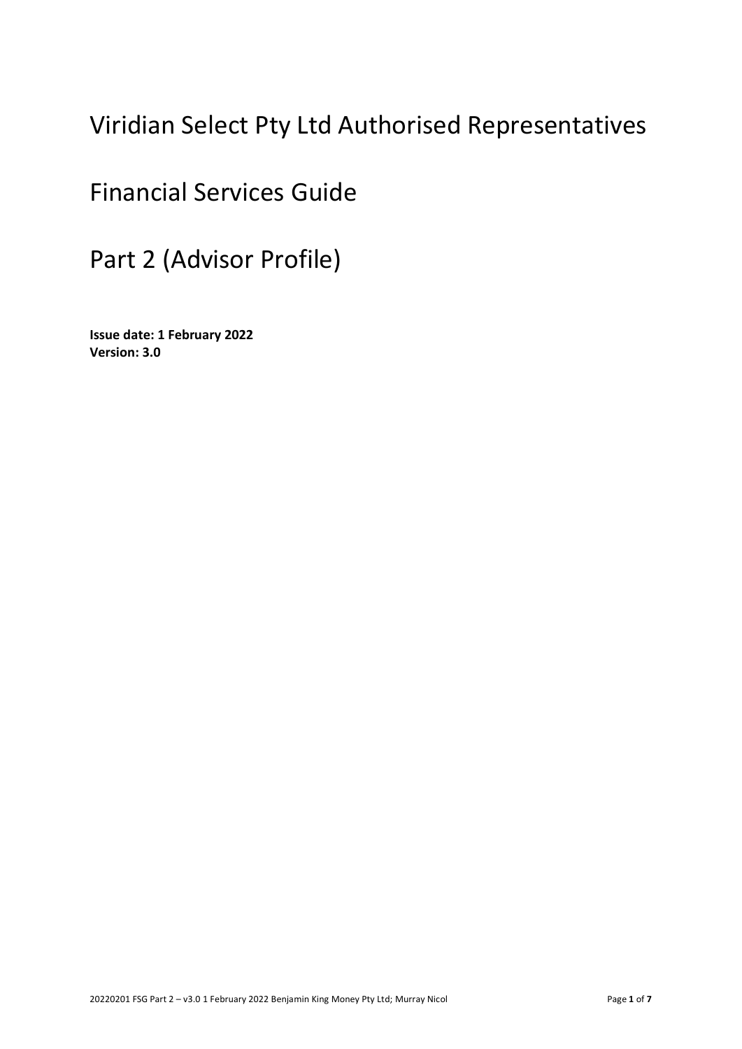# Viridian Select Pty Ltd Authorised Representatives

# Financial Services Guide

# Part 2 (Advisor Profile)

**Issue date: 1 February 2022**
**Version: 3.0**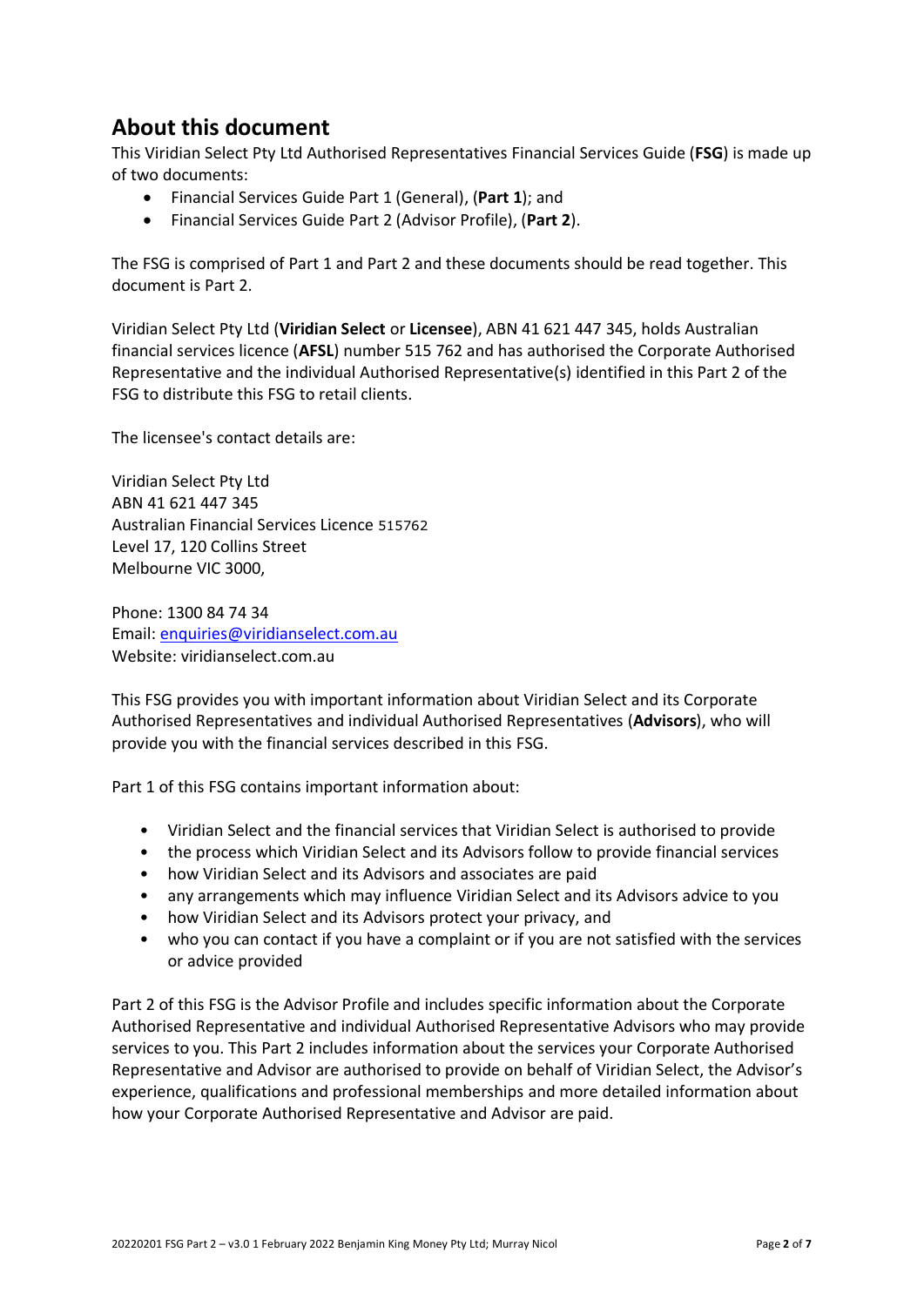## About this document

This Viridian Select Pty Ltd Authorised Representatives Financial Services Guide (**FSG**) is made up of two documents:

- Financial Services Guide Part 1 (General), (**Part 1**); and
- Financial Services Guide Part 2 (Advisor Profile), (**Part 2**).

The FSG is comprised of Part 1 and Part 2 and these documents should be read together. This document is Part 2.

Viridian Select Pty Ltd (**Viridian Select** or **Licensee**), ABN 41 621 447 345, holds Australian financial services licence (**AFSL**) number 515 762 and has authorised the Corporate Authorised Representative and the individual Authorised Representative(s) identified in this Part 2 of the FSG to distribute this FSG to retail clients.

The licensee's contact details are:

Viridian Select Pty Ltd
ABN 41 621 447 345
Australian Financial Services Licence 515762
Level 17, 120 Collins Street
Melbourne VIC 3000,

Phone: 1300 84 74 34
Email: enquiries@viridianselect.com.au
Website: viridianselect.com.au

This FSG provides you with important information about Viridian Select and its Corporate Authorised Representatives and individual Authorised Representatives (**Advisors**), who will provide you with the financial services described in this FSG.

Part 1 of this FSG contains important information about:

- Viridian Select and the financial services that Viridian Select is authorised to provide
- the process which Viridian Select and its Advisors follow to provide financial services
- how Viridian Select and its Advisors and associates are paid
- any arrangements which may influence Viridian Select and its Advisors advice to you
- how Viridian Select and its Advisors protect your privacy, and
- who you can contact if you have a complaint or if you are not satisfied with the services or advice provided

Part 2 of this FSG is the Advisor Profile and includes specific information about the Corporate Authorised Representative and individual Authorised Representative Advisors who may provide services to you. This Part 2 includes information about the services your Corporate Authorised Representative and Advisor are authorised to provide on behalf of Viridian Select, the Advisor's experience, qualifications and professional memberships and more detailed information about how your Corporate Authorised Representative and Advisor are paid.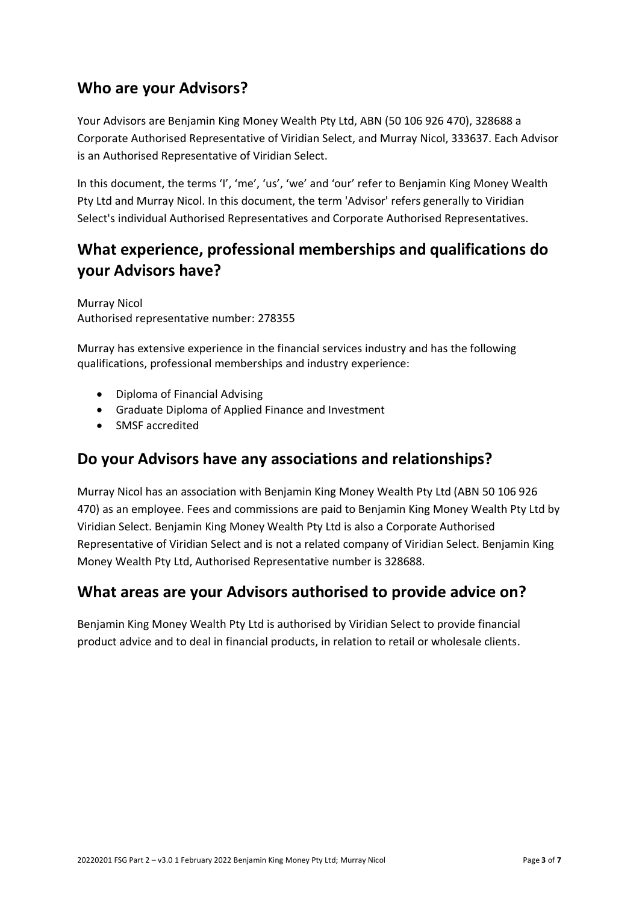## Who are your Advisors?

Your Advisors are Benjamin King Money Wealth Pty Ltd, ABN (50 106 926 470), 328688 a Corporate Authorised Representative of Viridian Select, and Murray Nicol, 333637. Each Advisor is an Authorised Representative of Viridian Select.

In this document, the terms 'I', 'me', 'us', 'we' and 'our' refer to Benjamin King Money Wealth Pty Ltd and Murray Nicol. In this document, the term 'Advisor' refers generally to Viridian Select's individual Authorised Representatives and Corporate Authorised Representatives.

## What experience, professional memberships and qualifications do your Advisors have?

Murray Nicol
Authorised representative number: 278355

Murray has extensive experience in the financial services industry and has the following qualifications, professional memberships and industry experience:

- Diploma of Financial Advising
- Graduate Diploma of Applied Finance and Investment
- SMSF accredited

## Do your Advisors have any associations and relationships?

Murray Nicol has an association with Benjamin King Money Wealth Pty Ltd (ABN 50 106 926 470) as an employee. Fees and commissions are paid to Benjamin King Money Wealth Pty Ltd by Viridian Select. Benjamin King Money Wealth Pty Ltd is also a Corporate Authorised Representative of Viridian Select and is not a related company of Viridian Select. Benjamin King Money Wealth Pty Ltd, Authorised Representative number is 328688.

## What areas are your Advisors authorised to provide advice on?

Benjamin King Money Wealth Pty Ltd is authorised by Viridian Select to provide financial product advice and to deal in financial products, in relation to retail or wholesale clients.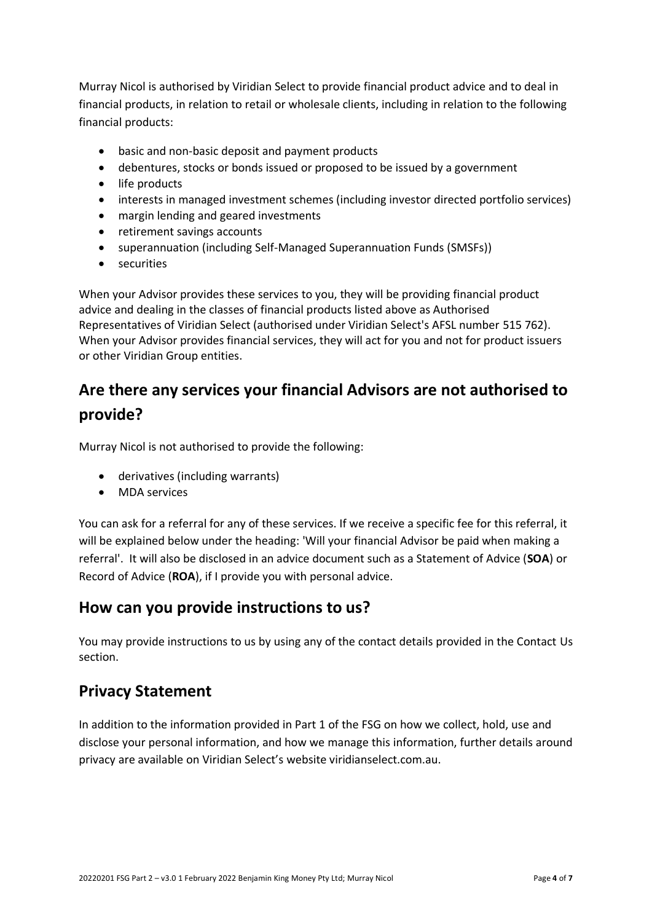Murray Nicol is authorised by Viridian Select to provide financial product advice and to deal in financial products, in relation to retail or wholesale clients, including in relation to the following financial products:

- basic and non-basic deposit and payment products
- debentures, stocks or bonds issued or proposed to be issued by a government
- life products
- interests in managed investment schemes (including investor directed portfolio services)
- margin lending and geared investments
- retirement savings accounts
- superannuation (including Self-Managed Superannuation Funds (SMSFs))
- securities

When your Advisor provides these services to you, they will be providing financial product advice and dealing in the classes of financial products listed above as Authorised Representatives of Viridian Select (authorised under Viridian Select's AFSL number 515 762). When your Advisor provides financial services, they will act for you and not for product issuers or other Viridian Group entities.

# Are there any services your financial Advisors are not authorised to provide?

Murray Nicol is not authorised to provide the following:

- derivatives (including warrants)
- MDA services

You can ask for a referral for any of these services. If we receive a specific fee for this referral, it will be explained below under the heading: 'Will your financial Advisor be paid when making a referral'. It will also be disclosed in an advice document such as a Statement of Advice (**SOA**) or Record of Advice (**ROA**), if I provide you with personal advice.

## How can you provide instructions to us?

You may provide instructions to us by using any of the contact details provided in the Contact Us section.

## Privacy Statement

In addition to the information provided in Part 1 of the FSG on how we collect, hold, use and disclose your personal information, and how we manage this information, further details around privacy are available on Viridian Select's website viridianselect.com.au.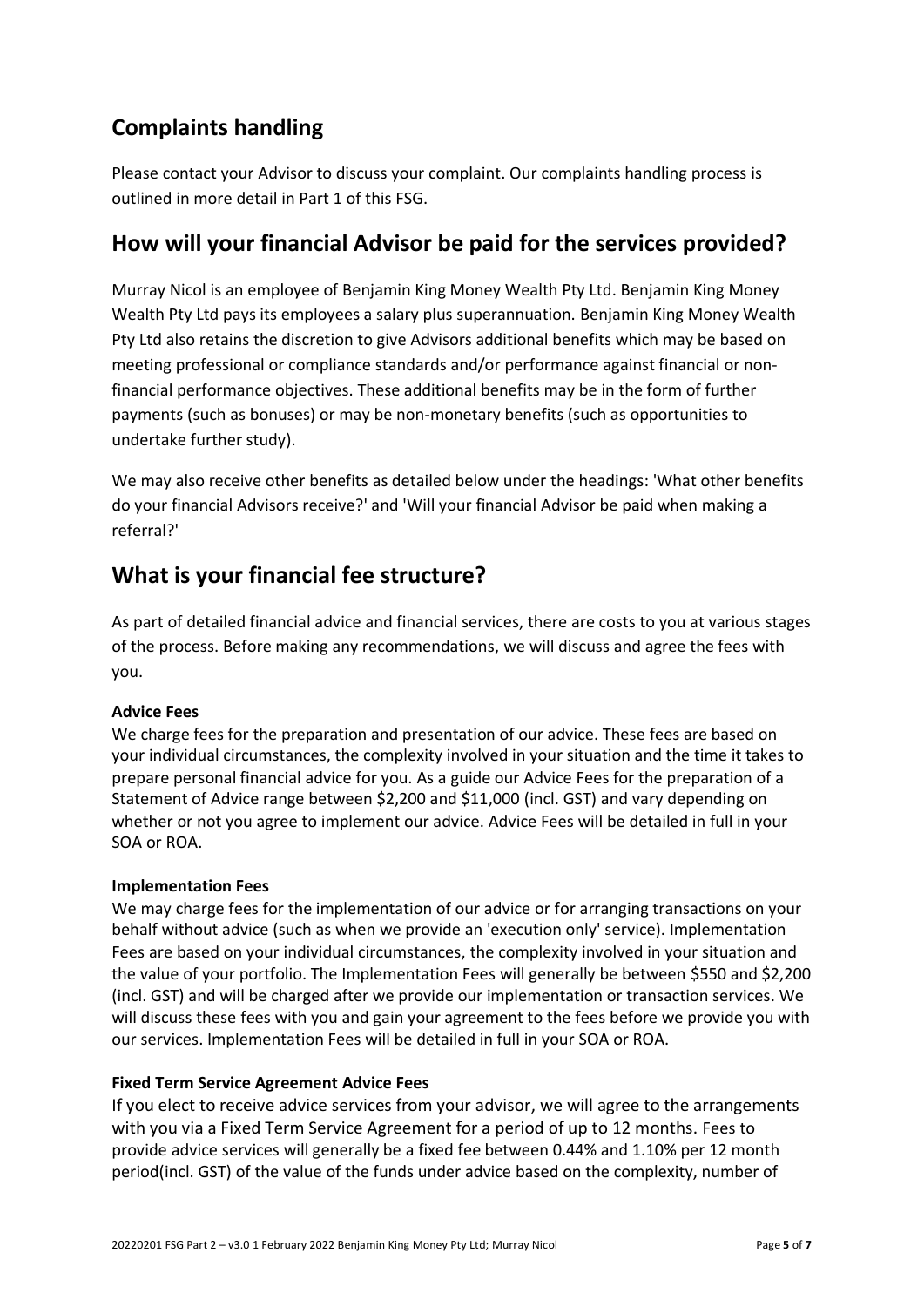## Complaints handling

Please contact your Advisor to discuss your complaint. Our complaints handling process is outlined in more detail in Part 1 of this FSG.

## How will your financial Advisor be paid for the services provided?

Murray Nicol is an employee of Benjamin King Money Wealth Pty Ltd. Benjamin King Money Wealth Pty Ltd pays its employees a salary plus superannuation. Benjamin King Money Wealth Pty Ltd also retains the discretion to give Advisors additional benefits which may be based on meeting professional or compliance standards and/or performance against financial or non-financial performance objectives. These additional benefits may be in the form of further payments (such as bonuses) or may be non-monetary benefits (such as opportunities to undertake further study).

We may also receive other benefits as detailed below under the headings: 'What other benefits do your financial Advisors receive?' and 'Will your financial Advisor be paid when making a referral?'

## What is your financial fee structure?

As part of detailed financial advice and financial services, there are costs to you at various stages of the process. Before making any recommendations, we will discuss and agree the fees with you.

**Advice Fees**
We charge fees for the preparation and presentation of our advice. These fees are based on your individual circumstances, the complexity involved in your situation and the time it takes to prepare personal financial advice for you. As a guide our Advice Fees for the preparation of a Statement of Advice range between $2,200 and $11,000 (incl. GST) and vary depending on whether or not you agree to implement our advice. Advice Fees will be detailed in full in your SOA or ROA.

**Implementation Fees**
We may charge fees for the implementation of our advice or for arranging transactions on your behalf without advice (such as when we provide an 'execution only' service). Implementation Fees are based on your individual circumstances, the complexity involved in your situation and the value of your portfolio. The Implementation Fees will generally be between $550 and $2,200 (incl. GST) and will be charged after we provide our implementation or transaction services. We will discuss these fees with you and gain your agreement to the fees before we provide you with our services. Implementation Fees will be detailed in full in your SOA or ROA.

**Fixed Term Service Agreement Advice Fees**
If you elect to receive advice services from your advisor, we will agree to the arrangements with you via a Fixed Term Service Agreement for a period of up to 12 months. Fees to provide advice services will generally be a fixed fee between 0.44% and 1.10% per 12 month period(incl. GST) of the value of the funds under advice based on the complexity, number of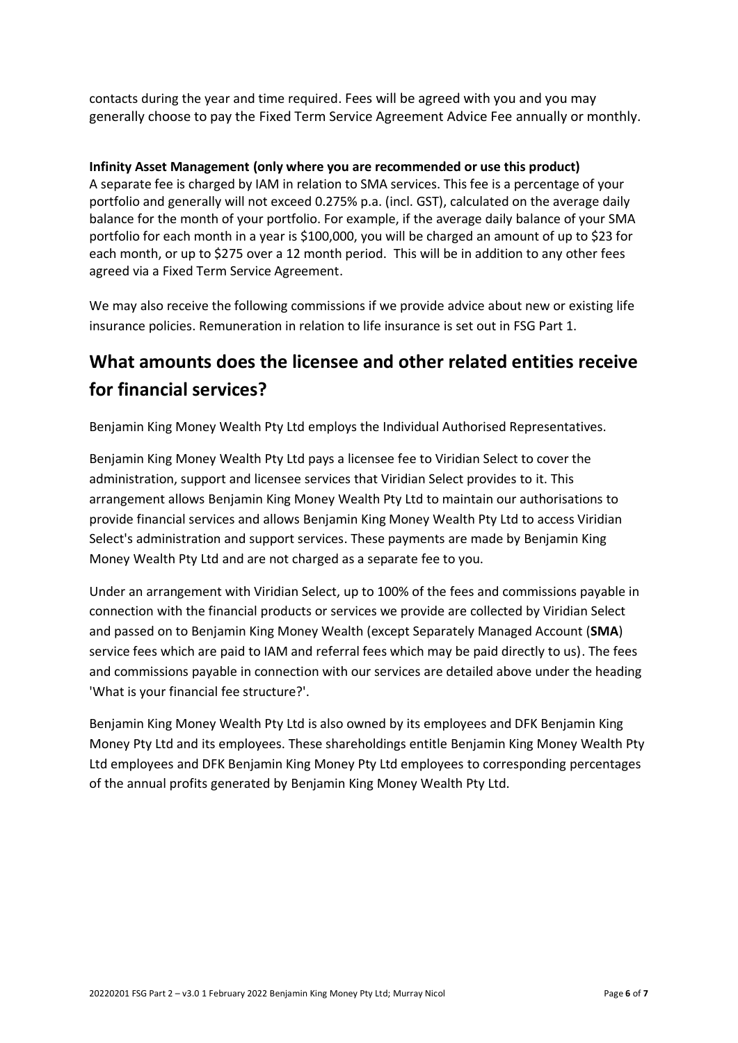contacts during the year and time required. Fees will be agreed with you and you may generally choose to pay the Fixed Term Service Agreement Advice Fee annually or monthly.

**Infinity Asset Management (only where you are recommended or use this product)**
A separate fee is charged by IAM in relation to SMA services. This fee is a percentage of your portfolio and generally will not exceed 0.275% p.a. (incl. GST), calculated on the average daily balance for the month of your portfolio. For example, if the average daily balance of your SMA portfolio for each month in a year is $100,000, you will be charged an amount of up to $23 for each month, or up to $275 over a 12 month period. This will be in addition to any other fees agreed via a Fixed Term Service Agreement.

We may also receive the following commissions if we provide advice about new or existing life insurance policies. Remuneration in relation to life insurance is set out in FSG Part 1.

## What amounts does the licensee and other related entities receive for financial services?

Benjamin King Money Wealth Pty Ltd employs the Individual Authorised Representatives.

Benjamin King Money Wealth Pty Ltd pays a licensee fee to Viridian Select to cover the administration, support and licensee services that Viridian Select provides to it. This arrangement allows Benjamin King Money Wealth Pty Ltd to maintain our authorisations to provide financial services and allows Benjamin King Money Wealth Pty Ltd to access Viridian Select's administration and support services. These payments are made by Benjamin King Money Wealth Pty Ltd and are not charged as a separate fee to you.

Under an arrangement with Viridian Select, up to 100% of the fees and commissions payable in connection with the financial products or services we provide are collected by Viridian Select and passed on to Benjamin King Money Wealth (except Separately Managed Account (**SMA**) service fees which are paid to IAM and referral fees which may be paid directly to us). The fees and commissions payable in connection with our services are detailed above under the heading 'What is your financial fee structure?'.

Benjamin King Money Wealth Pty Ltd is also owned by its employees and DFK Benjamin King Money Pty Ltd and its employees. These shareholdings entitle Benjamin King Money Wealth Pty Ltd employees and DFK Benjamin King Money Pty Ltd employees to corresponding percentages of the annual profits generated by Benjamin King Money Wealth Pty Ltd.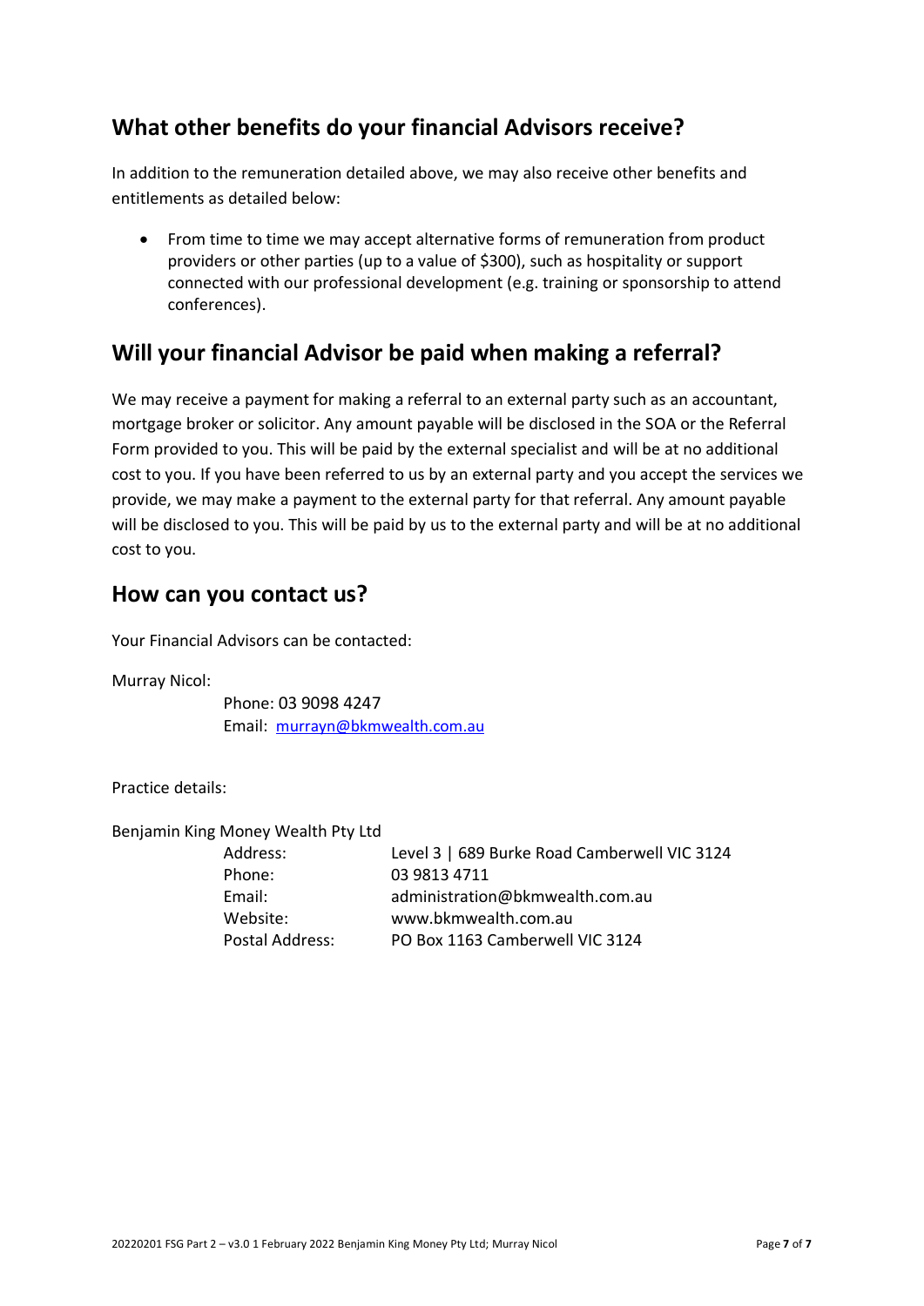## What other benefits do your financial Advisors receive?

In addition to the remuneration detailed above, we may also receive other benefits and entitlements as detailed below:

- From time to time we may accept alternative forms of remuneration from product providers or other parties (up to a value of $300), such as hospitality or support connected with our professional development (e.g. training or sponsorship to attend conferences).

## Will your financial Advisor be paid when making a referral?

We may receive a payment for making a referral to an external party such as an accountant, mortgage broker or solicitor. Any amount payable will be disclosed in the SOA or the Referral Form provided to you. This will be paid by the external specialist and will be at no additional cost to you. If you have been referred to us by an external party and you accept the services we provide, we may make a payment to the external party for that referral. Any amount payable will be disclosed to you. This will be paid by us to the external party and will be at no additional cost to you.

## How can you contact us?

Your Financial Advisors can be contacted:

Murray Nicol:

Phone: 03 9098 4247
Email: murrayn@bkmwealth.com.au

Practice details:

Benjamin King Money Wealth Pty Ltd

| | |
|---|---|
| Address: | Level 3 \| 689 Burke Road Camberwell VIC 3124 |
| Phone: | 03 9813 4711 |
| Email: | administration@bkmwealth.com.au |
| Website: | www.bkmwealth.com.au |
| Postal Address: | PO Box 1163 Camberwell VIC 3124 |